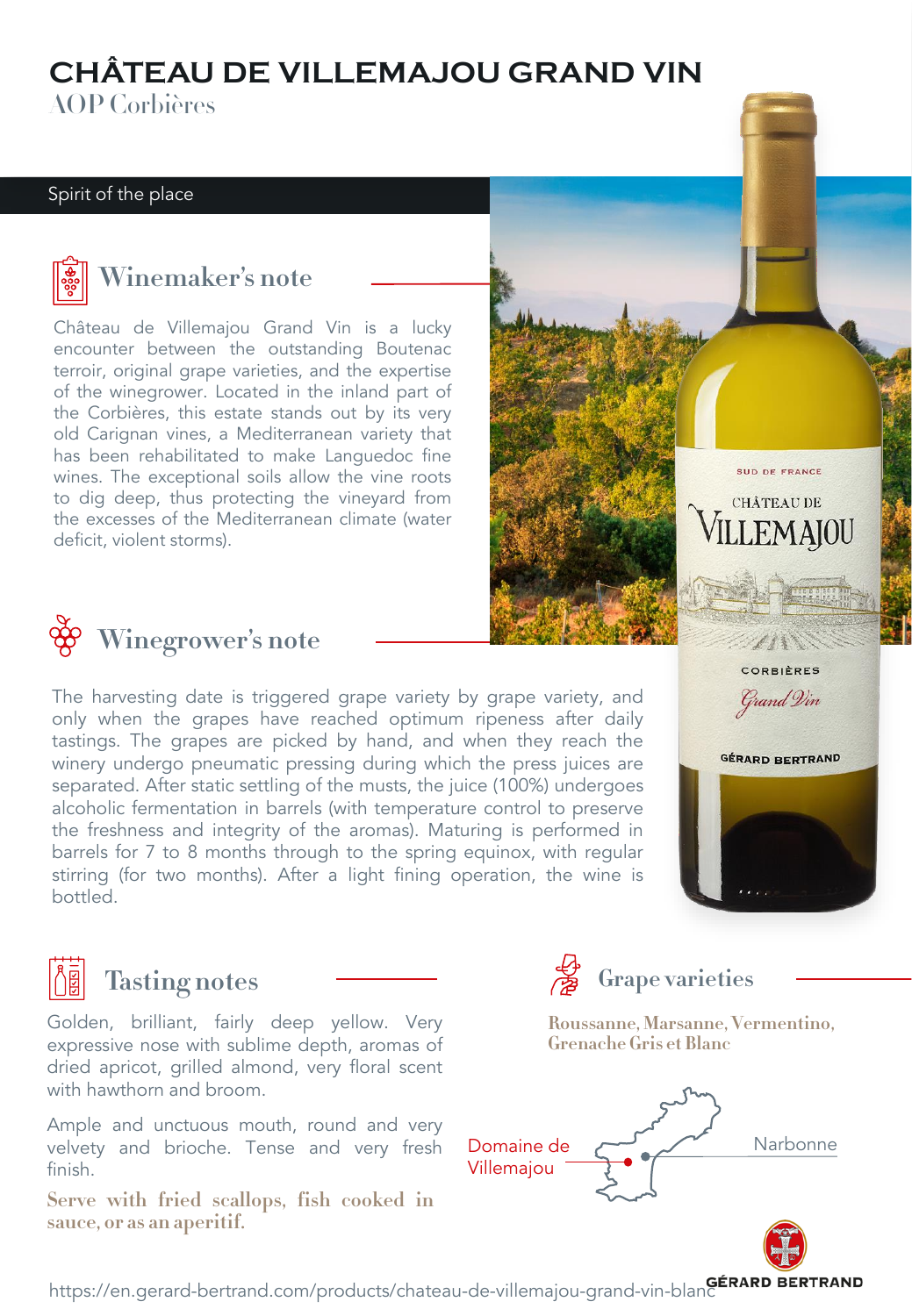# CHÂTEAU DE VILLEMAJOU GRAND VIN

AOP Corbières

Spirit of the place

## Winemaker's note

Château de Villemajou Grand Vin is a lucky encounter between the outstanding Boutenac terroir, original grape varieties, and the expertise of the winegrower. Located in the inland part of the Corbières, this estate stands out by its very old Carignan vines, a Mediterranean variety that has been rehabilitated to make Languedoc fine wines. The exceptional soils allow the vine roots to dig deep, thus protecting the vineyard from the excesses of the Mediterranean climate (water deficit, violent storms).

## Winegrower's note

The harvesting date is triggered grape variety by grape variety, and only when the grapes have reached optimum ripeness after daily tastings. The grapes are picked by hand, and when they reach the winery undergo pneumatic pressing during which the press juices are separated. After static settling of the musts, the juice (100%) undergoes alcoholic fermentation in barrels (with temperature control to preserve the freshness and integrity of the aromas). Maturing is performed in barrels for 7 to 8 months through to the spring equinox, with regular stirring (for two months). After a light fining operation, the wine is bottled.

## Tasting notes

Golden, brilliant, fairly deep yellow. Very expressive nose with sublime depth, aromas of dried apricot, grilled almond, very floral scent with hawthorn and broom.

Ample and unctuous mouth, round and very velvety and brioche. Tense and very fresh finish.

**Serve with fried scallops, fish cooked in sauce, or as an aperitif.**

## Grape varieties

**Roussanne, Marsanne, Vermentino, Grenache Gris et Blanc**

Domaine de Villemajou

Narbonne

https://en.gerard-bertrand.com/products/chateau-de-villemajou-grand-vin-blanc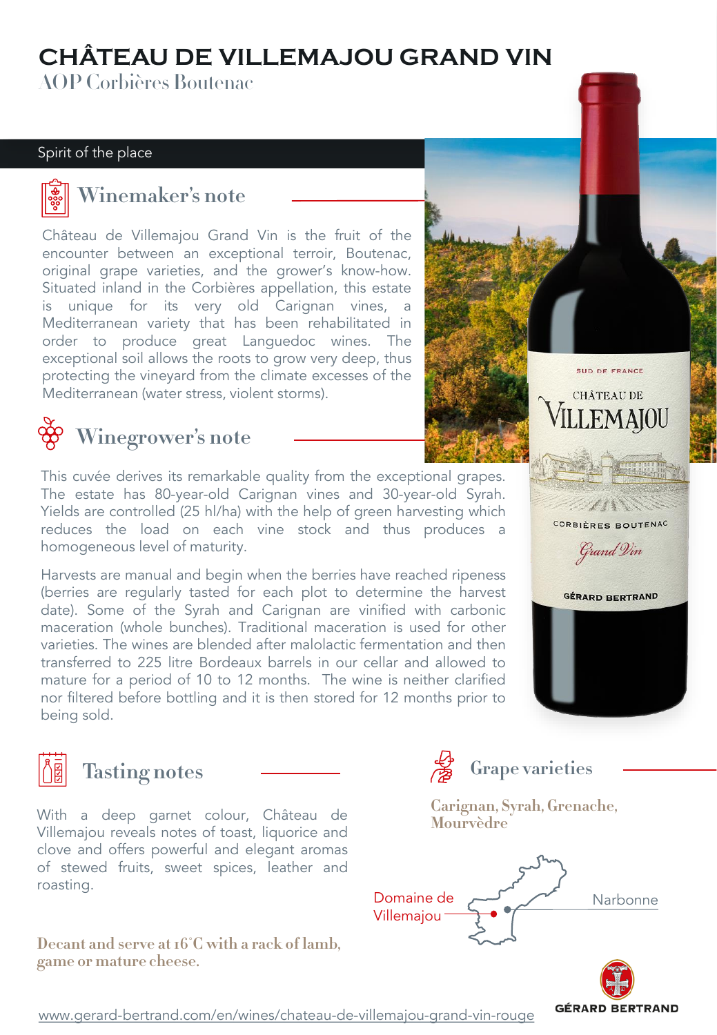# CHÂTEAU DE VILLEMAJOU GRAND VIN

AOP Corbières Boutenac

Spirit of the place

## Winemaker's note

Château de Villemajou Grand Vin is the fruit of the encounter between an exceptional terroir, Boutenac, original grape varieties, and the grower's know-how. Situated inland in the Corbières appellation, this estate is unique for its very old Carignan vines, a Mediterranean variety that has been rehabilitated in order to produce great Languedoc wines. The exceptional soil allows the roots to grow very deep, thus protecting the vineyard from the climate excesses of the Mediterranean (water stress, violent storms).

## Winegrower's note

This cuvée derives its remarkable quality from the exceptional grapes. The estate has 80-year-old Carignan vines and 30-year-old Syrah. Yields are controlled (25 hl/ha) with the help of green harvesting which reduces the load on each vine stock and thus produces a homogeneous level of maturity.

Harvests are manual and begin when the berries have reached ripeness (berries are regularly tasted for each plot to determine the harvest date). Some of the Syrah and Carignan are vinified with carbonic maceration (whole bunches). Traditional maceration is used for other varieties. The wines are blended after malolactic fermentation and then transferred to 225 litre Bordeaux barrels in our cellar and allowed to mature for a period of 10 to 12 months. The wine is neither clarified nor filtered before bottling and it is then stored for 12 months prior to being sold.

## Tasting notes

With a deep garnet colour, Château de Villemajou reveals notes of toast, liquorice and clove and offers powerful and elegant aromas of stewed fruits, sweet spices, leather and roasting.

**Decant and serve at 16°C with a rack of lamb, game or mature cheese.**

## Grape varieties

**Carignan, Syrah, Grenache, Mourvèdre**

Domaine de Villemajou

Narbonne

GÉRARD BERTRAND

www.gerard-bertrand.com/en/wines/chateau-de-villemajou-grand-vin-rouge